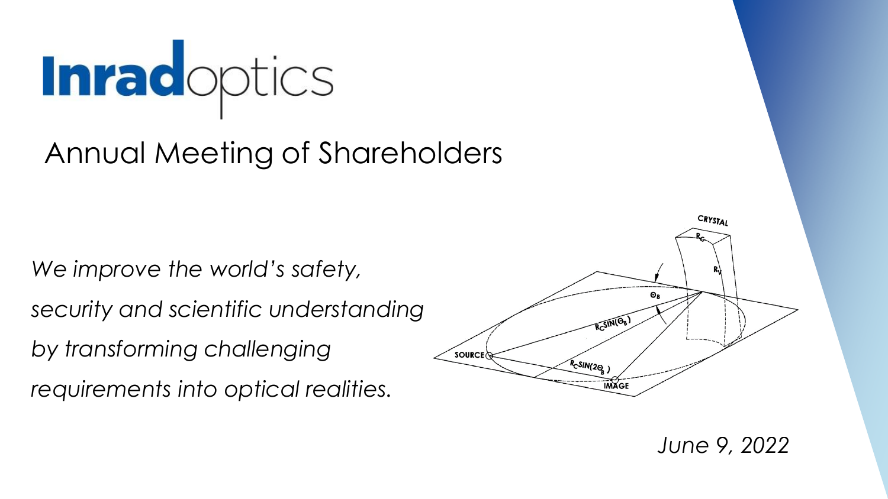# Inradoptics

## Annual Meeting of Shareholders

*We improve the world's safety, security and scientific understanding by transforming challenging requirements into optical realities.*

*June 9, 2022*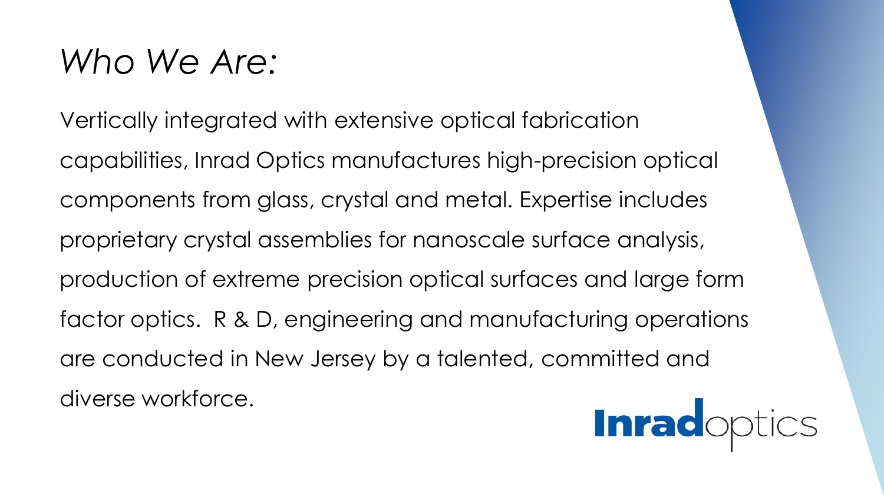# *Who We Are:*

Vertically integrated with extensive optical fabrication capabilities, Inrad Optics manufactures high-precision optical components from glass, crystal and metal. Expertise includes proprietary crystal assemblies for nanoscale surface analysis, production of extreme precision optical surfaces and large form factor optics.  R & D, engineering and manufacturing operations are conducted in New Jersey by a talented, committed and diverse workforce.

**Inrad**optics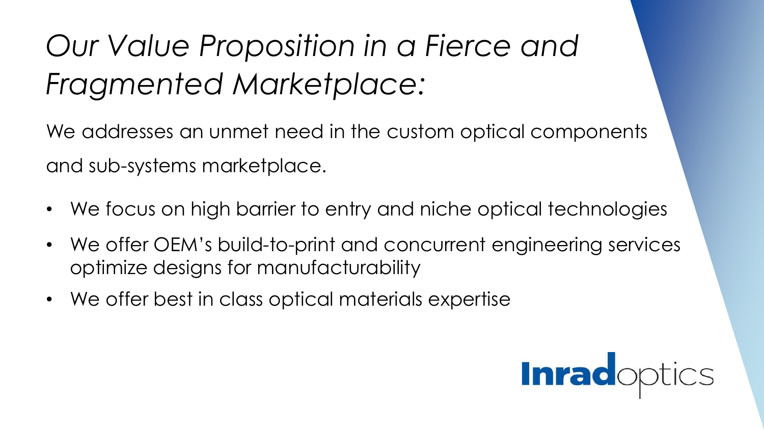# *Our Value Proposition in a Fierce and Fragmented Marketplace:*

We addresses an unmet need in the custom optical components and sub-systems marketplace.

- We focus on high barrier to entry and niche optical technologies
- We offer OEM's build-to-print and concurrent engineering services optimize designs for manufacturability
- We offer best in class optical materials expertise

**Inrad**optics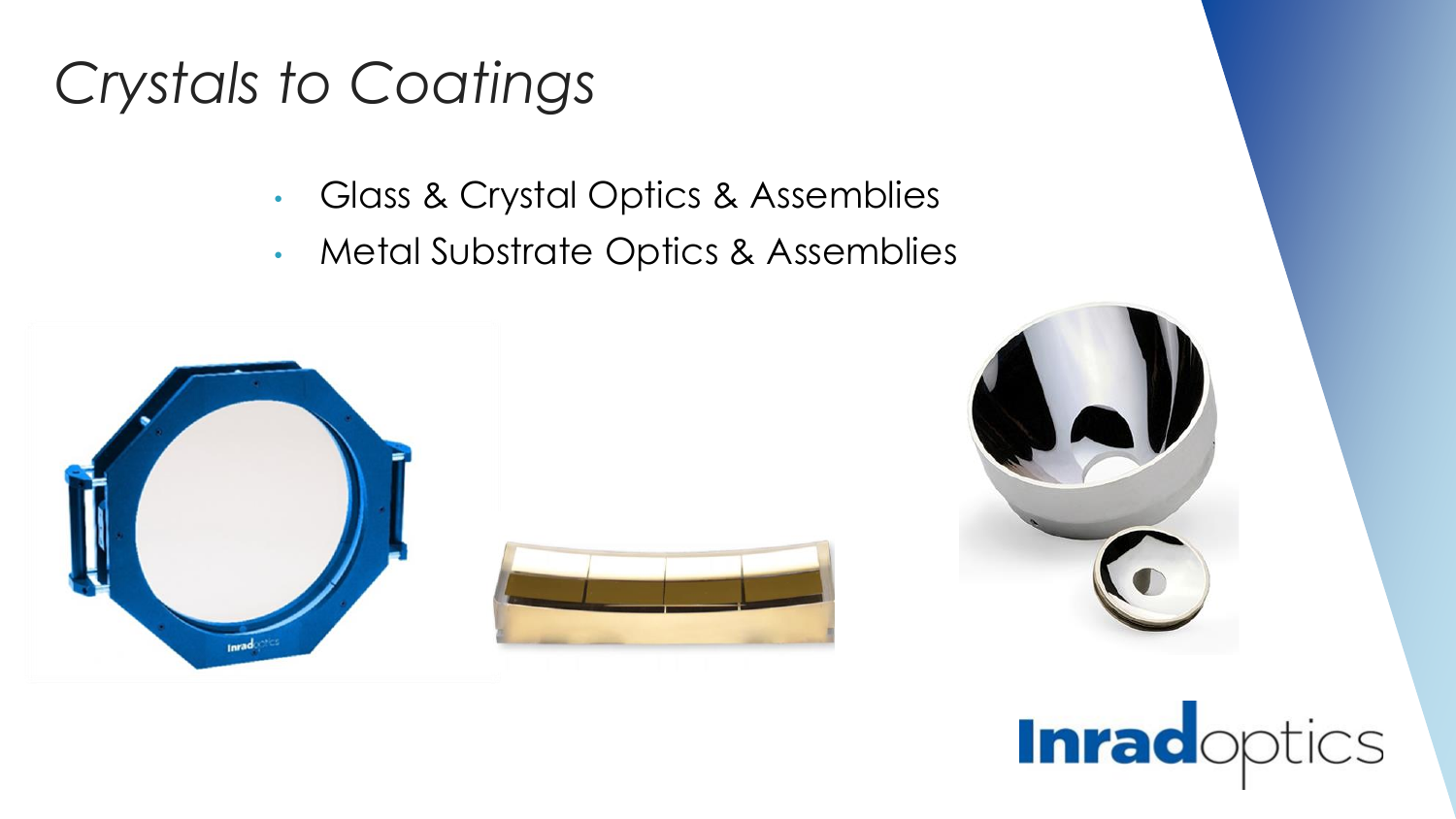# *Crystals to Coatings*

- Glass & Crystal Optics & Assemblies
- Metal Substrate Optics & Assemblies

Inradoptics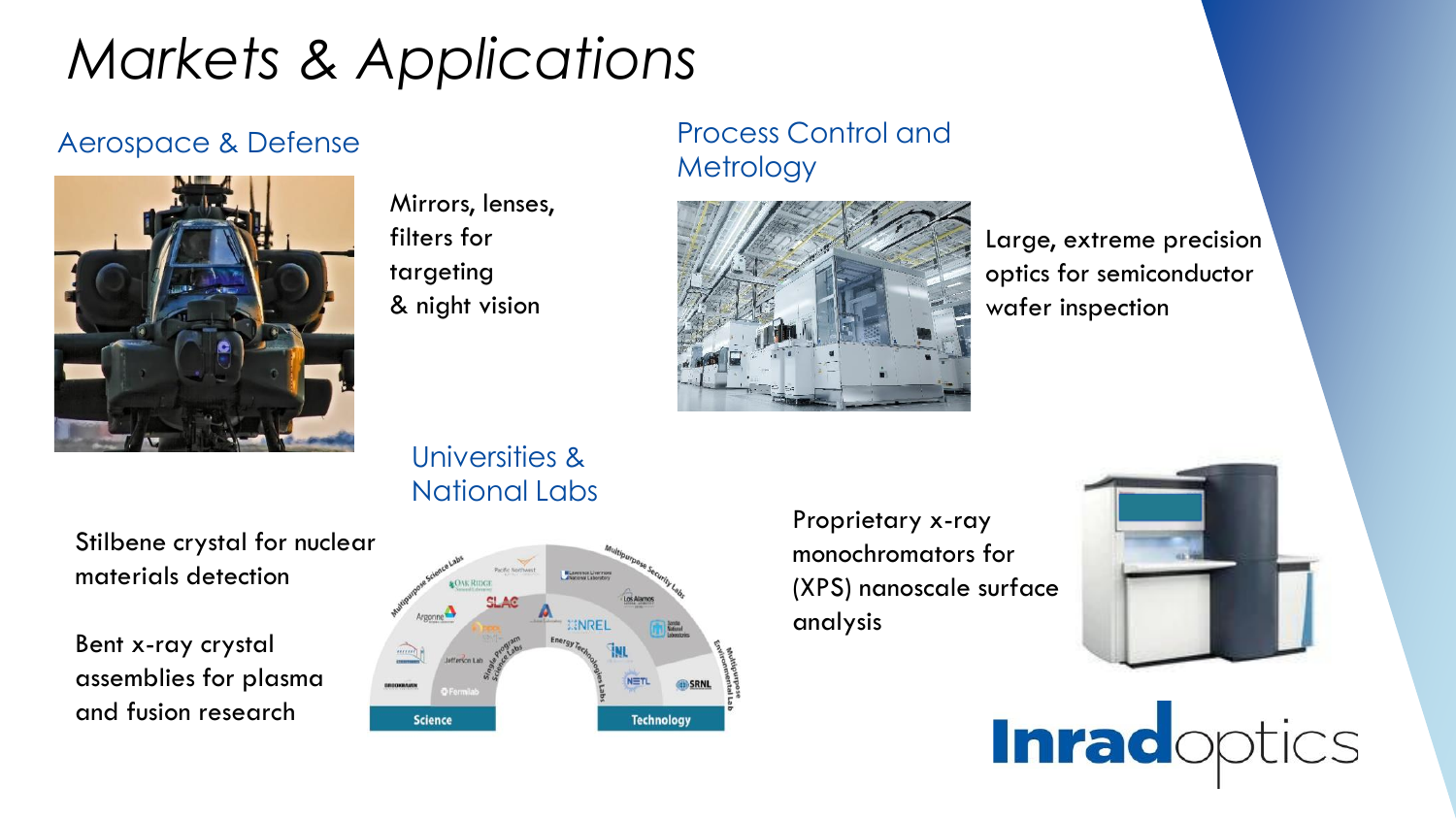# Markets & Applications

## Aerospace & Defense

Mirrors, lenses, filters for targeting & night vision

## Process Control and Metrology

Large, extreme precision optics for semiconductor wafer inspection

## Universities & National Labs

Stilbene crystal for nuclear materials detection

Bent x-ray crystal assemblies for plasma and fusion research

Proprietary x-ray monochromators for (XPS) nanoscale surface analysis

**Inrad**optics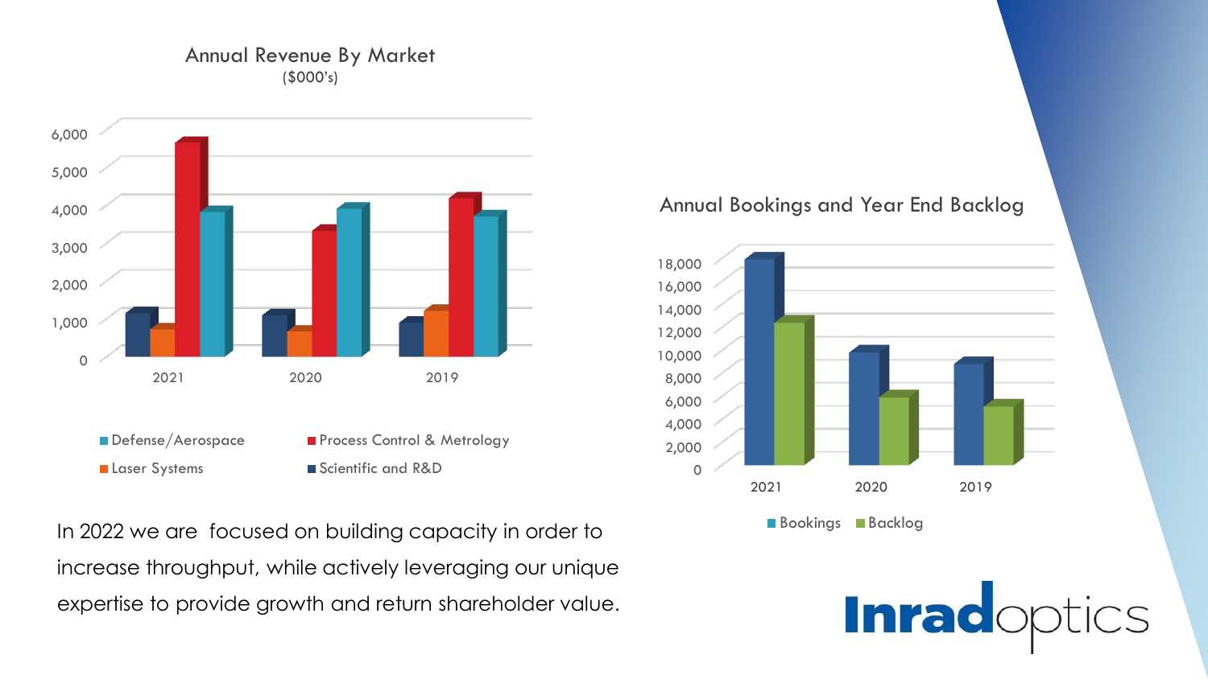## Annual Revenue By Market
($000's)

Defense/Aerospace | Process Control & Metrology | Laser Systems | Scientific and R&D

## Annual Bookings and Year End Backlog

Bookings | Backlog

In 2022 we are focused on building capacity in order to increase throughput, while actively leveraging our unique expertise to provide growth and return shareholder value.

Inradoptics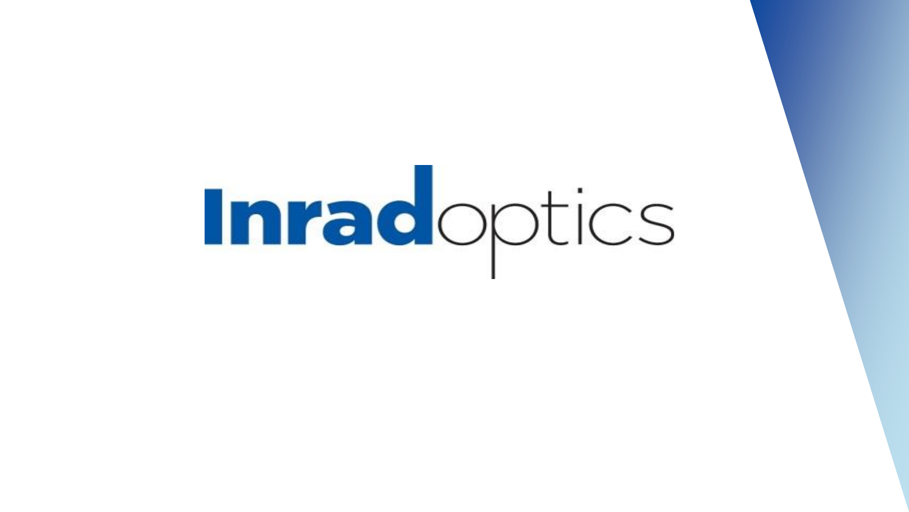Inradoptics